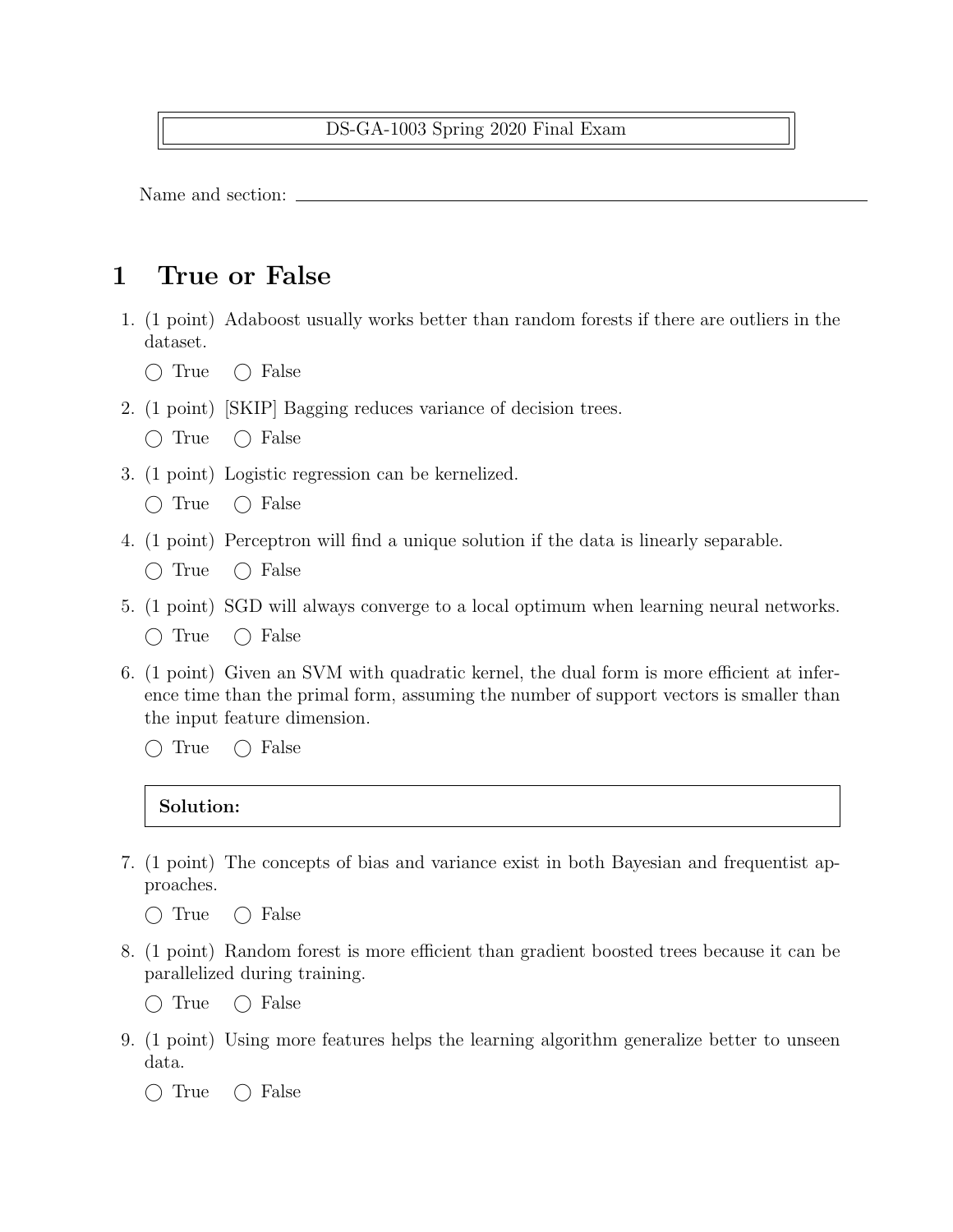DS-GA-1003 Spring 2020 Final Exam

Name and section: ______________________________

# 1 True or False

1. (1 point) Adaboost usually works better than random forests if there are outliers in the dataset.

   ◯ True ◯ False

2. (1 point) [SKIP] Bagging reduces variance of decision trees.

   ◯ True ◯ False

3. (1 point) Logistic regression can be kernelized.

   ◯ True ◯ False

4. (1 point) Perceptron will find a unique solution if the data is linearly separable.

   ◯ True ◯ False

5. (1 point) SGD will always converge to a local optimum when learning neural networks.

   ◯ True ◯ False

6. (1 point) Given an SVM with quadratic kernel, the dual form is more efficient at inference time than the primal form, assuming the number of support vectors is smaller than the input feature dimension.

   ◯ True ◯ False

   **Solution:**

7. (1 point) The concepts of bias and variance exist in both Bayesian and frequentist approaches.

   ◯ True ◯ False

8. (1 point) Random forest is more efficient than gradient boosted trees because it can be parallelized during training.

   ◯ True ◯ False

9. (1 point) Using more features helps the learning algorithm generalize better to unseen data.

   ◯ True ◯ False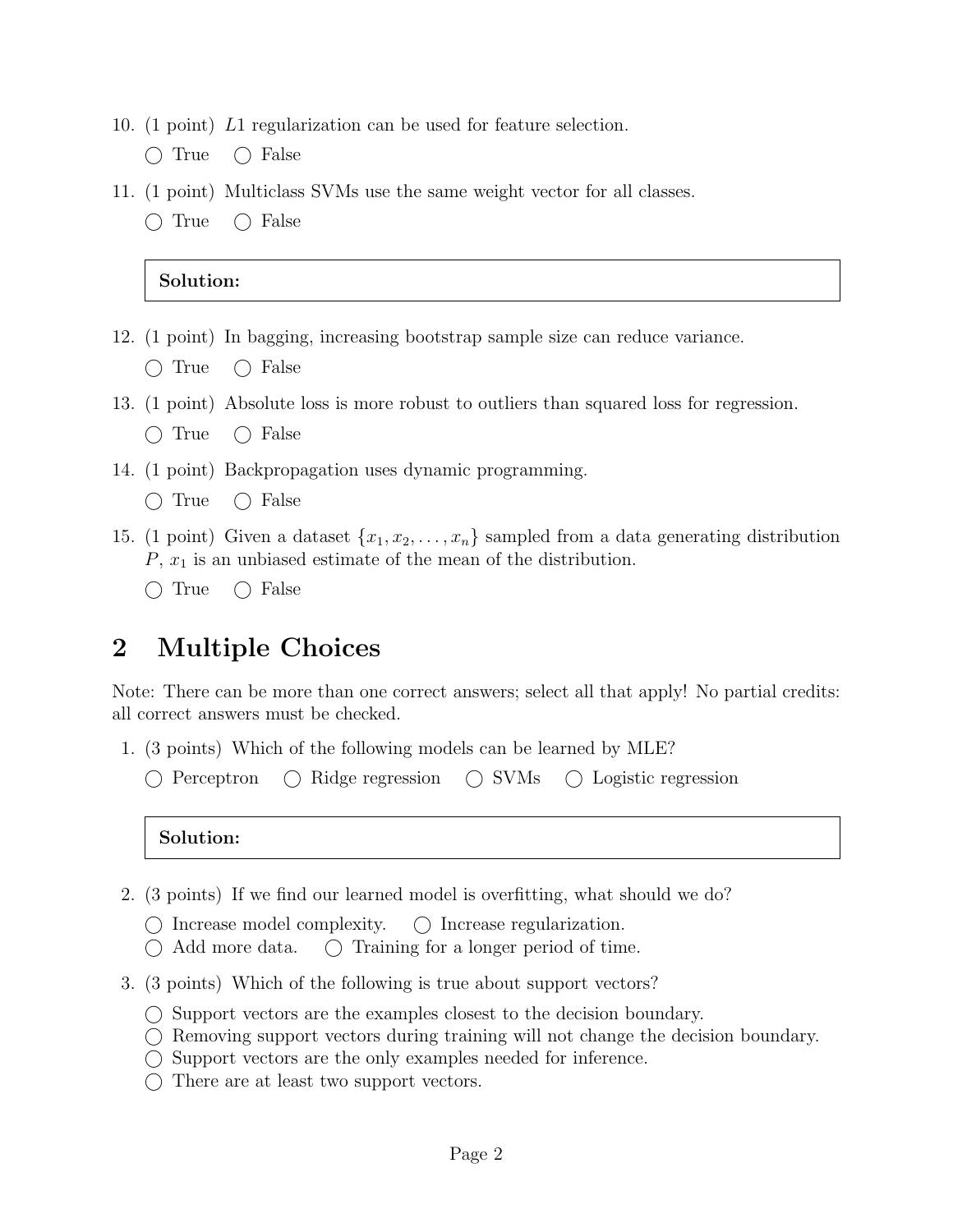10. (1 point) $L1$ regularization can be used for feature selection.

    ◯ True ◯ False

11. (1 point) Multiclass SVMs use the same weight vector for all classes.

    ◯ True ◯ False

    **Solution:**

12. (1 point) In bagging, increasing bootstrap sample size can reduce variance.

    ◯ True ◯ False

13. (1 point) Absolute loss is more robust to outliers than squared loss for regression.

    ◯ True ◯ False

14. (1 point) Backpropagation uses dynamic programming.

    ◯ True ◯ False

15. (1 point) Given a dataset $\{x_1, x_2, \ldots, x_n\}$ sampled from a data generating distribution $P$, $x_1$ is an unbiased estimate of the mean of the distribution.

    ◯ True ◯ False

# 2 Multiple Choices

Note: There can be more than one correct answers; select all that apply! No partial credits: all correct answers must be checked.

1. (3 points) Which of the following models can be learned by MLE?

   ◯ Perceptron ◯ Ridge regression ◯ SVMs ◯ Logistic regression

   **Solution:**

2. (3 points) If we find our learned model is overfitting, what should we do?

   ◯ Increase model complexity. ◯ Increase regularization.
   ◯ Add more data. ◯ Training for a longer period of time.

3. (3 points) Which of the following is true about support vectors?

   ◯ Support vectors are the examples closest to the decision boundary.
   ◯ Removing support vectors during training will not change the decision boundary.
   ◯ Support vectors are the only examples needed for inference.
   ◯ There are at least two support vectors.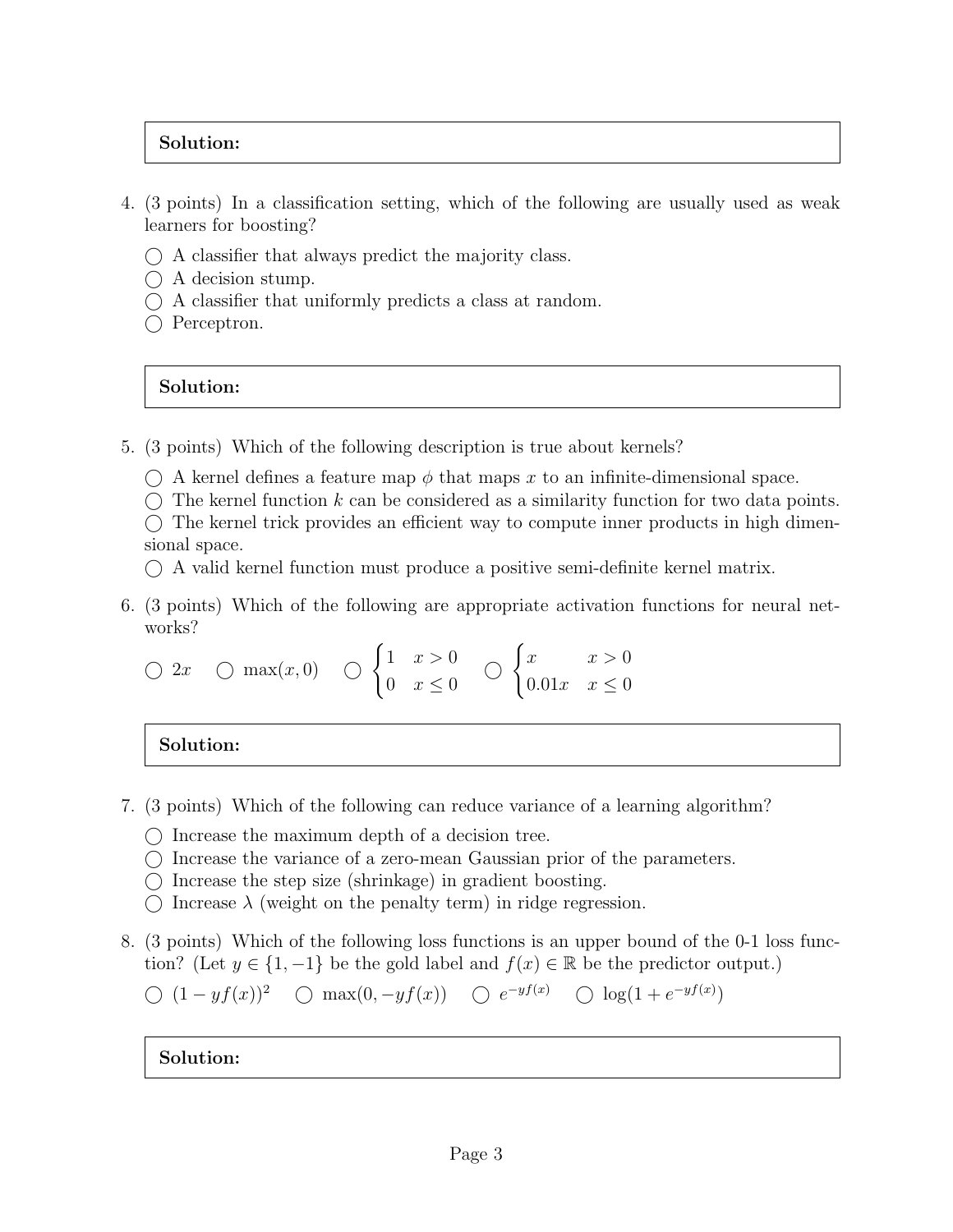**Solution:**

4. (3 points) In a classification setting, which of the following are usually used as weak learners for boosting?

   ◯ A classifier that always predict the majority class.
   ◯ A decision stump.
   ◯ A classifier that uniformly predicts a class at random.
   ◯ Perceptron.

**Solution:**

5. (3 points) Which of the following description is true about kernels?

   ◯ A kernel defines a feature map $\phi$ that maps $x$ to an infinite-dimensional space.
   ◯ The kernel function $k$ can be considered as a similarity function for two data points.
   ◯ The kernel trick provides an efficient way to compute inner products in high dimensional space.
   ◯ A valid kernel function must produce a positive semi-definite kernel matrix.

6. (3 points) Which of the following are appropriate activation functions for neural networks?

   ◯ $2x$ ◯ $\max(x, 0)$ ◯ $\begin{cases} 1 & x > 0 \\ 0 & x \leq 0 \end{cases}$ ◯ $\begin{cases} x & x > 0 \\ 0.01x & x \leq 0 \end{cases}$

**Solution:**

7. (3 points) Which of the following can reduce variance of a learning algorithm?

   ◯ Increase the maximum depth of a decision tree.
   ◯ Increase the variance of a zero-mean Gaussian prior of the parameters.
   ◯ Increase the step size (shrinkage) in gradient boosting.
   ◯ Increase $\lambda$ (weight on the penalty term) in ridge regression.

8. (3 points) Which of the following loss functions is an upper bound of the 0-1 loss function? (Let $y \in \{1, -1\}$ be the gold label and $f(x) \in \mathbb{R}$ be the predictor output.)

   ◯ $(1 - yf(x))^2$ ◯ $\max(0, -yf(x))$ ◯ $e^{-yf(x)}$ ◯ $\log(1 + e^{-yf(x)})$

**Solution:**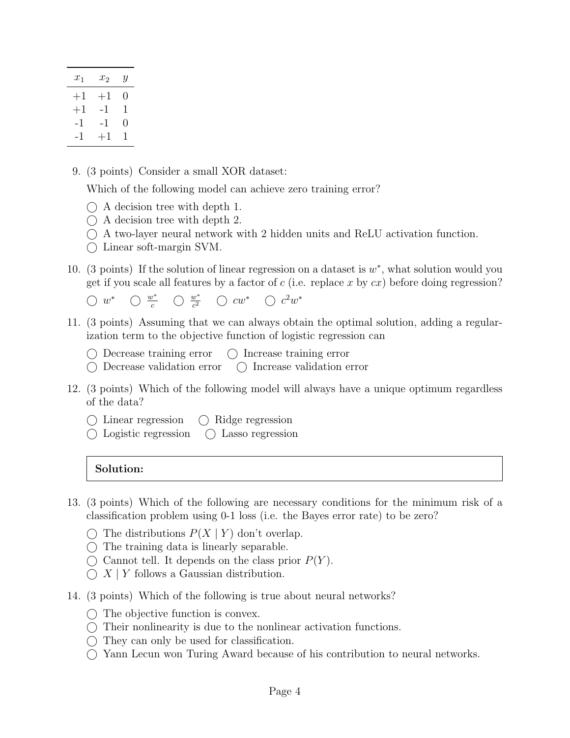| $x_1$ | $x_2$ | $y$ |
|---|---|---|
| +1 | +1 | 0 |
| +1 | -1 | 1 |
| -1 | -1 | 0 |
| -1 | +1 | 1 |

9. (3 points) Consider a small XOR dataset:

   Which of the following model can achieve zero training error?

   ◯ A decision tree with depth 1.
   ◯ A decision tree with depth 2.
   ◯ A two-layer neural network with 2 hidden units and ReLU activation function.
   ◯ Linear soft-margin SVM.

10. (3 points) If the solution of linear regression on a dataset is $w^*$, what solution would you get if you scale all features by a factor of $c$ (i.e. replace $x$ by $cx$) before doing regression?

    ◯ $w^*$ ◯ $\frac{w^*}{c}$ ◯ $\frac{w^*}{c^2}$ ◯ $cw^*$ ◯ $c^2w^*$

11. (3 points) Assuming that we can always obtain the optimal solution, adding a regularization term to the objective function of logistic regression can

    ◯ Decrease training error ◯ Increase training error
    ◯ Decrease validation error ◯ Increase validation error

12. (3 points) Which of the following model will always have a unique optimum regardless of the data?

    ◯ Linear regression ◯ Ridge regression
    ◯ Logistic regression ◯ Lasso regression

    **Solution:**

13. (3 points) Which of the following are necessary conditions for the minimum risk of a classification problem using 0-1 loss (i.e. the Bayes error rate) to be zero?

    ◯ The distributions $P(X \mid Y)$ don't overlap.
    ◯ The training data is linearly separable.
    ◯ Cannot tell. It depends on the class prior $P(Y)$.
    ◯ $X \mid Y$ follows a Gaussian distribution.

14. (3 points) Which of the following is true about neural networks?

    ◯ The objective function is convex.
    ◯ Their nonlinearity is due to the nonlinear activation functions.
    ◯ They can only be used for classification.
    ◯ Yann Lecun won Turing Award because of his contribution to neural networks.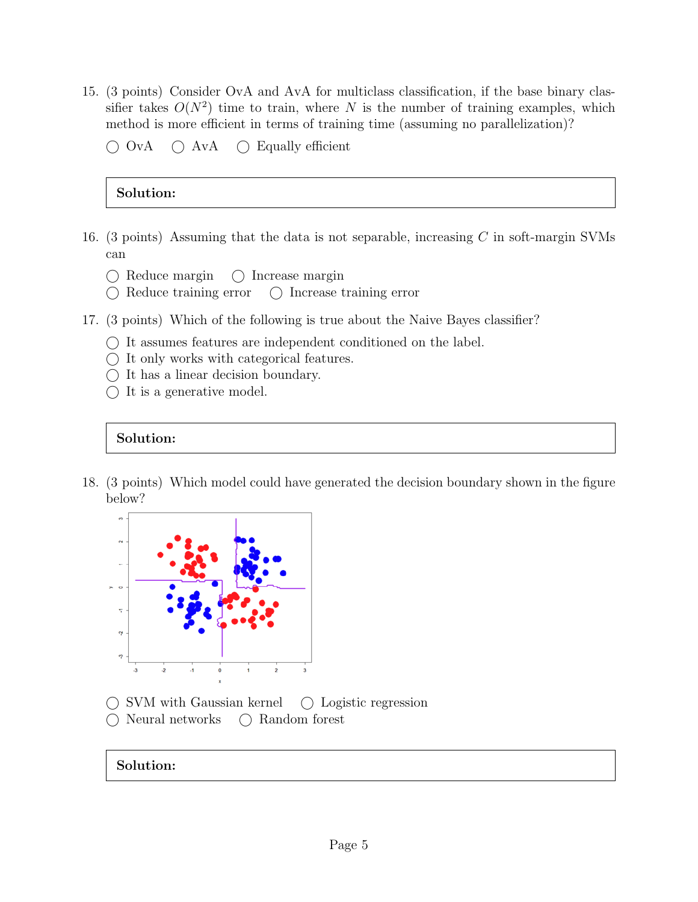15. (3 points) Consider OvA and AvA for multiclass classification, if the base binary classifier takes $O(N^2)$ time to train, where $N$ is the number of training examples, which method is more efficient in terms of training time (assuming no parallelization)?

   ◯ OvA ◯ AvA ◯ Equally efficient

   **Solution:**

16. (3 points) Assuming that the data is not separable, increasing $C$ in soft-margin SVMs can

   ◯ Reduce margin ◯ Increase margin
   ◯ Reduce training error ◯ Increase training error

17. (3 points) Which of the following is true about the Naive Bayes classifier?

   ◯ It assumes features are independent conditioned on the label.
   ◯ It only works with categorical features.
   ◯ It has a linear decision boundary.
   ◯ It is a generative model.

   **Solution:**

18. (3 points) Which model could have generated the decision boundary shown in the figure below?

   y
   3
   2
   1
   0
   -1
   -2
   -3
   -3 -2 -1 0 1 2 3
   x

   ◯ SVM with Gaussian kernel ◯ Logistic regression
   ◯ Neural networks ◯ Random forest

   **Solution:**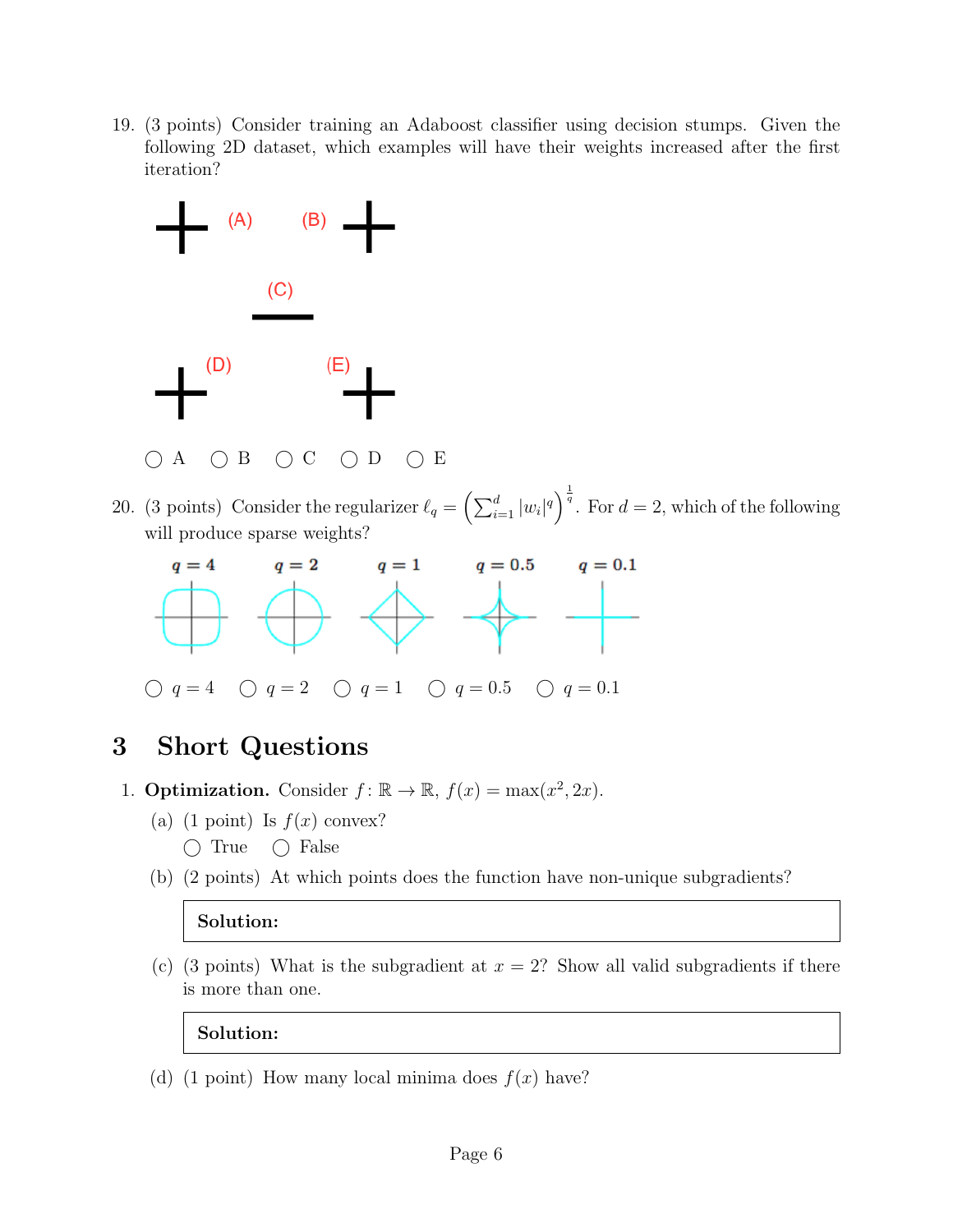19. (3 points) Consider training an Adaboost classifier using decision stumps. Given the following 2D dataset, which examples will have their weights increased after the first iteration?

(A) (B) (C) (D) (E)

○ A ○ B ○ C ○ D ○ E

20. (3 points) Consider the regularizer $\ell_q = \left(\sum_{i=1}^{d} |w_i|^q\right)^{\frac{1}{q}}$. For $d = 2$, which of the following will produce sparse weights?

$q = 4$ $q = 2$ $q = 1$ $q = 0.5$ $q = 0.1$

○ $q = 4$ ○ $q = 2$ ○ $q = 1$ ○ $q = 0.5$ ○ $q = 0.1$

## 3 Short Questions

1. **Optimization.** Consider $f : \mathbb{R} \to \mathbb{R}$, $f(x) = \max(x^2, 2x)$.

   (a) (1 point) Is $f(x)$ convex?

   ○ True ○ False

   (b) (2 points) At which points does the function have non-unique subgradients?

   **Solution:**

   (c) (3 points) What is the subgradient at $x = 2$? Show all valid subgradients if there is more than one.

   **Solution:**

   (d) (1 point) How many local minima does $f(x)$ have?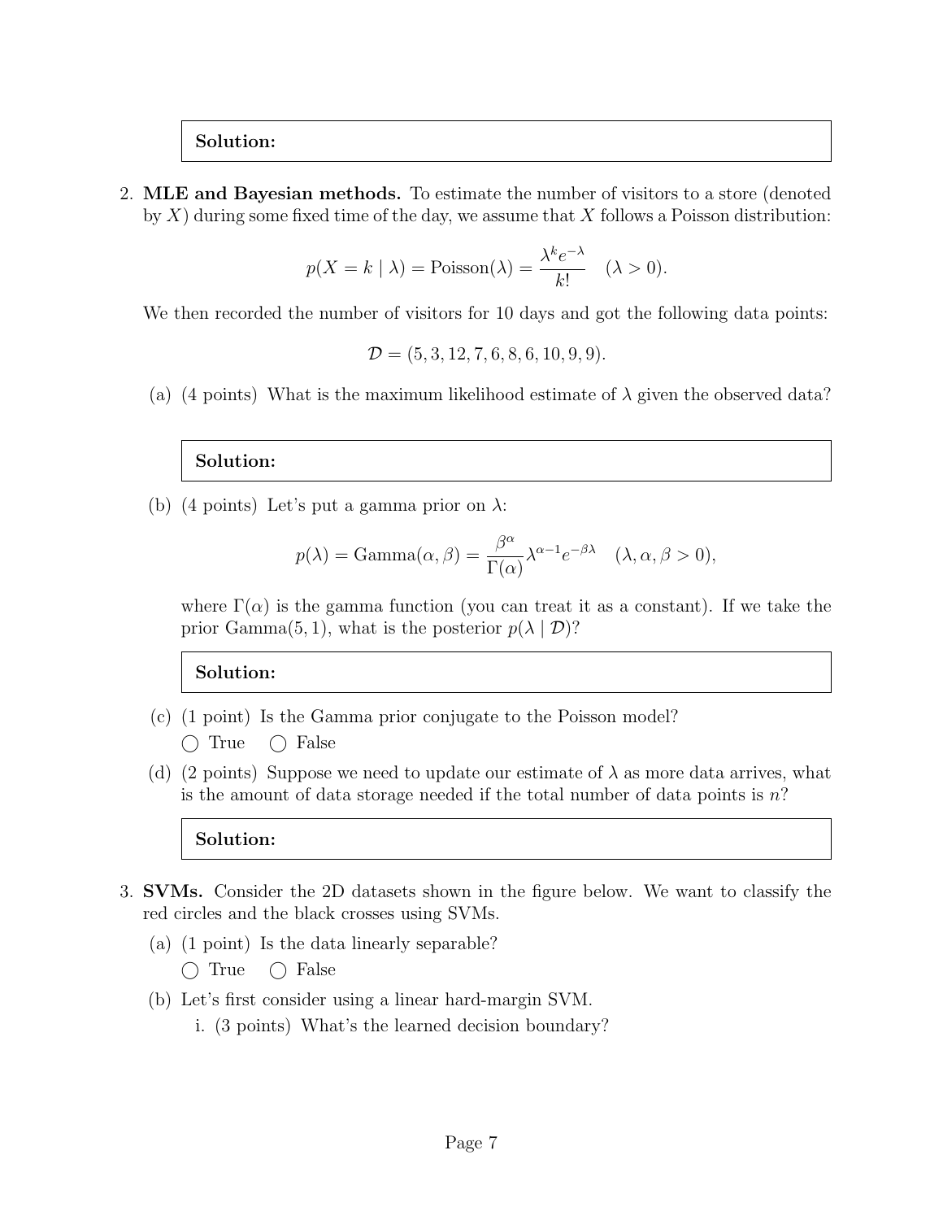**Solution:**

2. **MLE and Bayesian methods.** To estimate the number of visitors to a store (denoted by $X$) during some fixed time of the day, we assume that $X$ follows a Poisson distribution:

$$p(X = k \mid \lambda) = \text{Poisson}(\lambda) = \frac{\lambda^k e^{-\lambda}}{k!} \quad (\lambda > 0).$$

We then recorded the number of visitors for 10 days and got the following data points:

$$\mathcal{D} = (5, 3, 12, 7, 6, 8, 6, 10, 9, 9).$$

(a) (4 points) What is the maximum likelihood estimate of $\lambda$ given the observed data?

**Solution:**

(b) (4 points) Let's put a gamma prior on $\lambda$:

$$p(\lambda) = \text{Gamma}(\alpha, \beta) = \frac{\beta^\alpha}{\Gamma(\alpha)} \lambda^{\alpha-1} e^{-\beta\lambda} \quad (\lambda, \alpha, \beta > 0),$$

where $\Gamma(\alpha)$ is the gamma function (you can treat it as a constant). If we take the prior Gamma(5, 1), what is the posterior $p(\lambda \mid \mathcal{D})$?

**Solution:**

(c) (1 point) Is the Gamma prior conjugate to the Poisson model?

◯ True ◯ False

(d) (2 points) Suppose we need to update our estimate of $\lambda$ as more data arrives, what is the amount of data storage needed if the total number of data points is $n$?

**Solution:**

3. **SVMs.** Consider the 2D datasets shown in the figure below. We want to classify the red circles and the black crosses using SVMs.

(a) (1 point) Is the data linearly separable?

◯ True ◯ False

(b) Let's first consider using a linear hard-margin SVM.

i. (3 points) What's the learned decision boundary?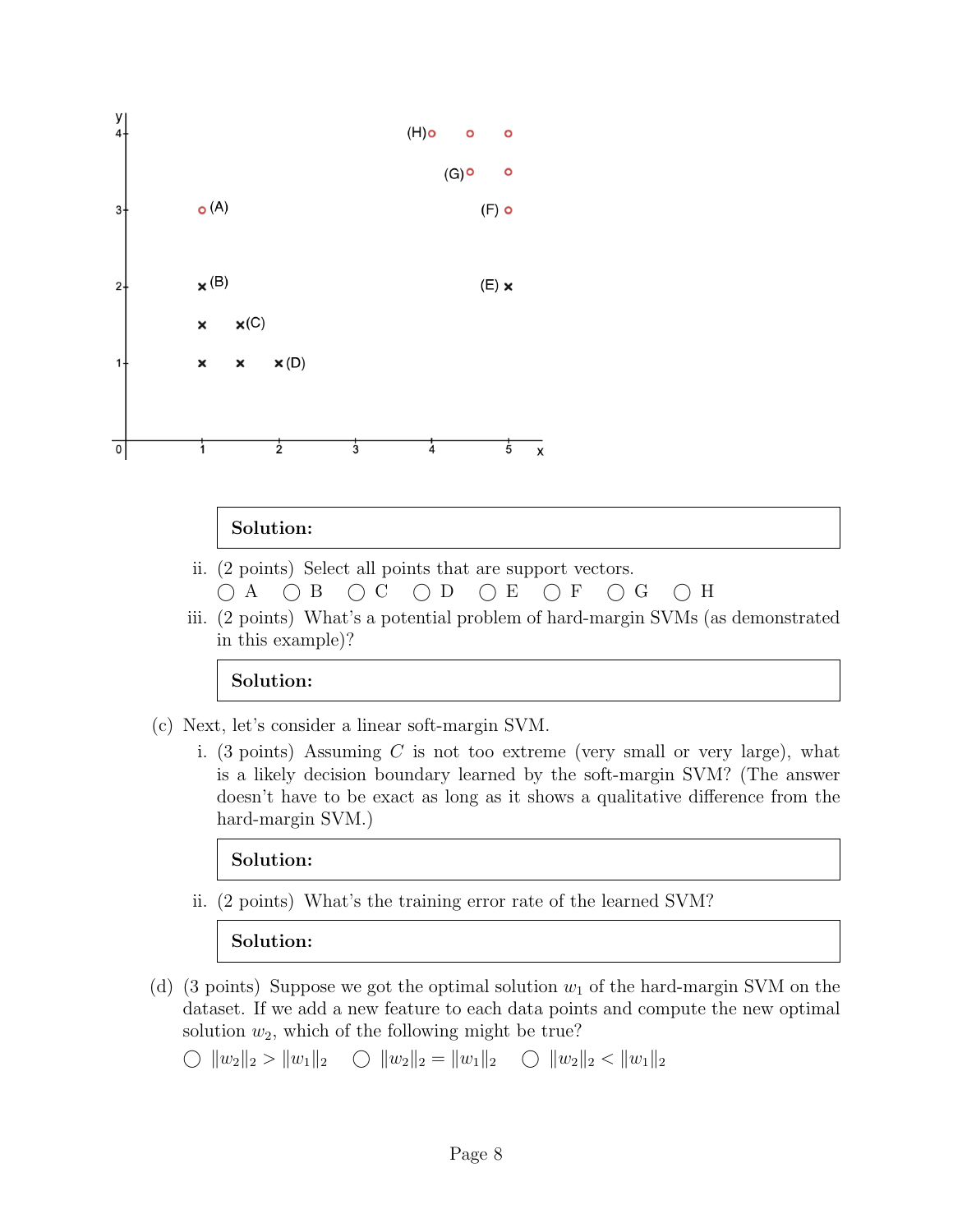y

4

3

2

1

0

1

2

3

4

5

x

(H)

(G)

(F)

(A)

(B)

(E)

(C)

(D)

**Solution:**

ii. (2 points) Select all points that are support vectors.

◯ A ◯ B ◯ C ◯ D ◯ E ◯ F ◯ G ◯ H

iii. (2 points) What's a potential problem of hard-margin SVMs (as demonstrated in this example)?

**Solution:**

(c) Next, let's consider a linear soft-margin SVM.

i. (3 points) Assuming $C$ is not too extreme (very small or very large), what is a likely decision boundary learned by the soft-margin SVM? (The answer doesn't have to be exact as long as it shows a qualitative difference from the hard-margin SVM.)

**Solution:**

ii. (2 points) What's the training error rate of the learned SVM?

**Solution:**

(d) (3 points) Suppose we got the optimal solution $w_1$ of the hard-margin SVM on the dataset. If we add a new feature to each data points and compute the new optimal solution $w_2$, which of the following might be true?

◯ $\|w_2\|_2 > \|w_1\|_2$ ◯ $\|w_2\|_2 = \|w_1\|_2$ ◯ $\|w_2\|_2 < \|w_1\|_2$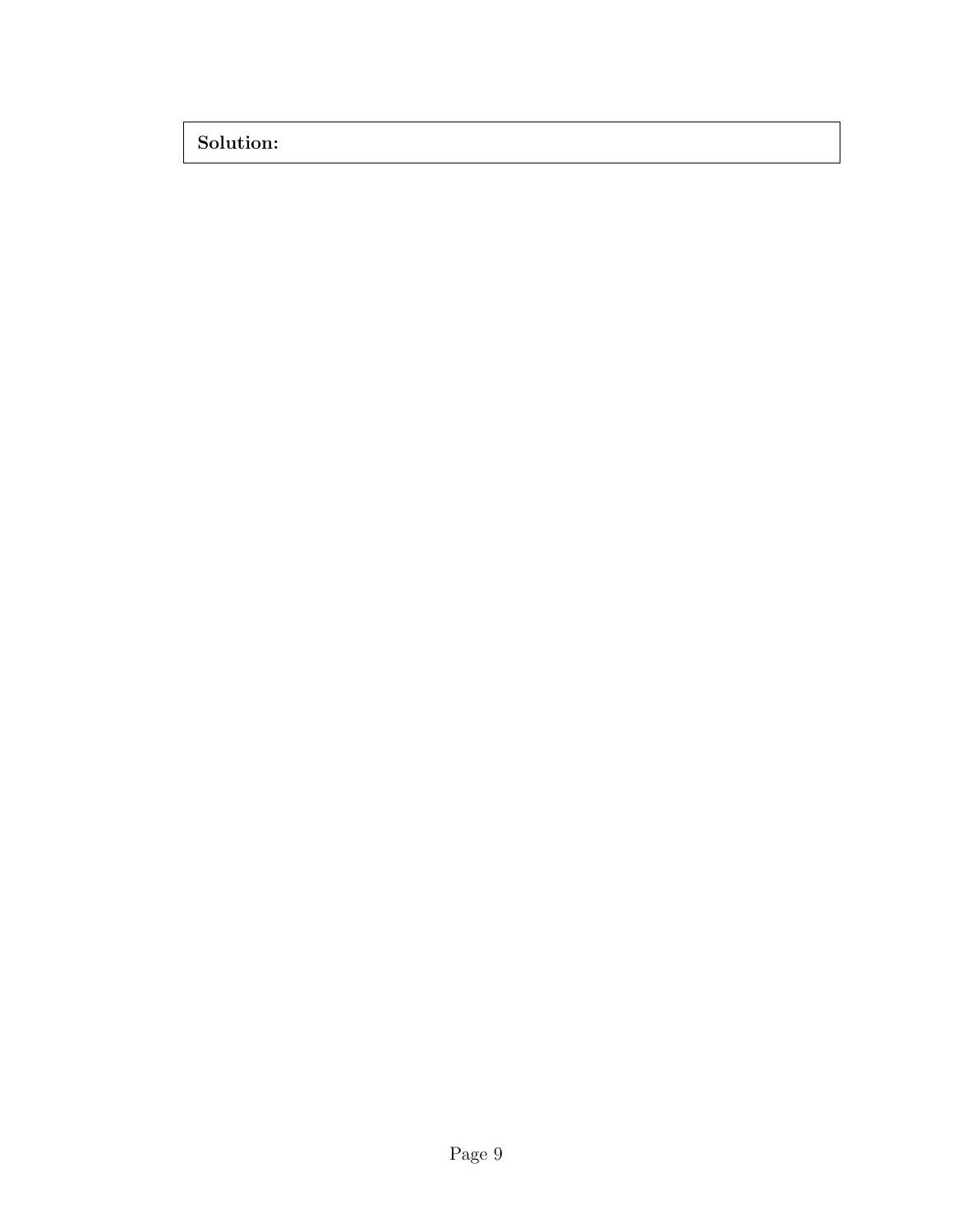**Solution:**